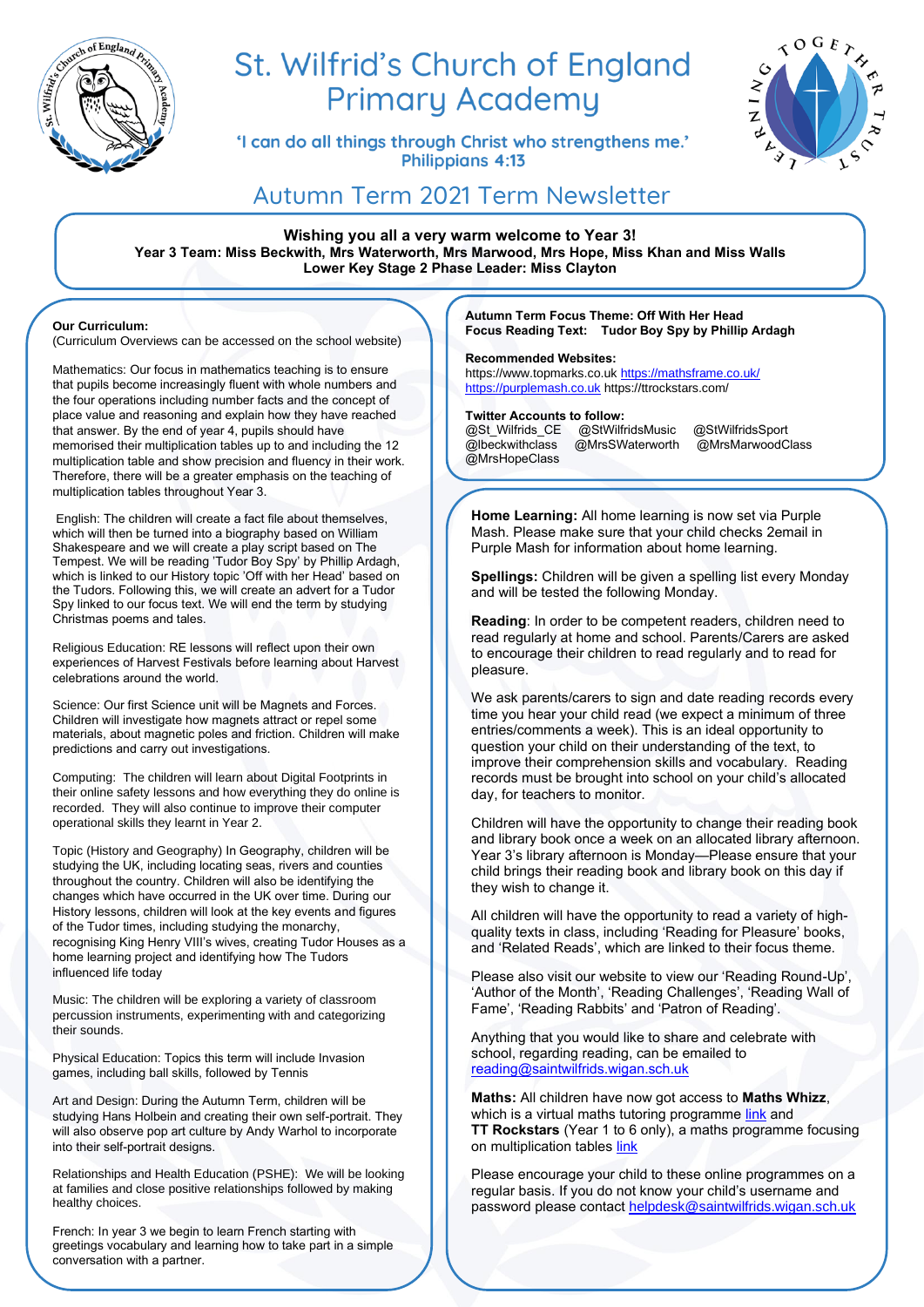# St. Wilfrid's Church of England Primary Academy

'I can do all things through Christ who strengthens me.'
Philippians 4:13

## Autumn Term 2021 Term Newsletter

**Wishing you all a very warm welcome to Year 3!**
**Year 3 Team: Miss Beckwith, Mrs Waterworth, Mrs Marwood, Mrs Hope, Miss Khan and Miss Walls**
**Lower Key Stage 2 Phase Leader: Miss Clayton**

**Our Curriculum:**
(Curriculum Overviews can be accessed on the school website)

Mathematics: Our focus in mathematics teaching is to ensure that pupils become increasingly fluent with whole numbers and the four operations including number facts and the concept of place value and reasoning and explain how they have reached that answer. By the end of year 4, pupils should have memorised their multiplication tables up to and including the 12 multiplication table and show precision and fluency in their work. Therefore, there will be a greater emphasis on the teaching of multiplication tables throughout Year 3.

English: The children will create a fact file about themselves, which will then be turned into a biography based on William Shakespeare and we will create a play script based on The Tempest. We will be reading 'Tudor Boy Spy' by Phillip Ardagh, which is linked to our History topic 'Off with her Head' based on the Tudors. Following this, we will create an advert for a Tudor Spy linked to our focus text. We will end the term by studying Christmas poems and tales.

Religious Education: RE lessons will reflect upon their own experiences of Harvest Festivals before learning about Harvest celebrations around the world.

Science: Our first Science unit will be Magnets and Forces. Children will investigate how magnets attract or repel some materials, about magnetic poles and friction. Children will make predictions and carry out investigations.

Computing: The children will learn about Digital Footprints in their online safety lessons and how everything they do online is recorded. They will also continue to improve their computer operational skills they learnt in Year 2.

Topic (History and Geography) In Geography, children will be studying the UK, including locating seas, rivers and counties throughout the country. Children will also be identifying the changes which have occurred in the UK over time. During our History lessons, children will look at the key events and figures of the Tudor times, including studying the monarchy, recognising King Henry VIII's wives, creating Tudor Houses as a home learning project and identifying how The Tudors influenced life today

Music: The children will be exploring a variety of classroom percussion instruments, experimenting with and categorizing their sounds.

Physical Education: Topics this term will include Invasion games, including ball skills, followed by Tennis

Art and Design: During the Autumn Term, children will be studying Hans Holbein and creating their own self-portrait. They will also observe pop art culture by Andy Warhol to incorporate into their self-portrait designs.

Relationships and Health Education (PSHE): We will be looking at families and close positive relationships followed by making healthy choices.

French: In year 3 we begin to learn French starting with greetings vocabulary and learning how to take part in a simple conversation with a partner.

**Autumn Term Focus Theme: Off With Her Head**
**Focus Reading Text: Tudor Boy Spy by Phillip Ardagh**

**Recommended Websites:**
https://www.topmarks.co.uk https://mathsframe.co.uk/
https://purplemash.co.uk https://ttrockstars.com/

**Twitter Accounts to follow:**
@St_Wilfrids_CE @StWilfridsMusic @StWilfridsSport
@lbeckwithclass @MrsSWaterworth @MrsMarwoodClass
@MrsHopeClass

**Home Learning:** All home learning is now set via Purple Mash. Please make sure that your child checks 2email in Purple Mash for information about home learning.

**Spellings:** Children will be given a spelling list every Monday and will be tested the following Monday.

**Reading**: In order to be competent readers, children need to read regularly at home and school. Parents/Carers are asked to encourage their children to read regularly and to read for pleasure.

We ask parents/carers to sign and date reading records every time you hear your child read (we expect a minimum of three entries/comments a week). This is an ideal opportunity to question your child on their understanding of the text, to improve their comprehension skills and vocabulary. Reading records must be brought into school on your child's allocated day, for teachers to monitor.

Children will have the opportunity to change their reading book and library book once a week on an allocated library afternoon. Year 3's library afternoon is Monday—Please ensure that your child brings their reading book and library book on this day if they wish to change it.

All children will have the opportunity to read a variety of high-quality texts in class, including 'Reading for Pleasure' books, and 'Related Reads', which are linked to their focus theme.

Please also visit our website to view our 'Reading Round-Up', 'Author of the Month', 'Reading Challenges', 'Reading Wall of Fame', 'Reading Rabbits' and 'Patron of Reading'.

Anything that you would like to share and celebrate with school, regarding reading, can be emailed to reading@saintwilfrids.wigan.sch.uk

**Maths:** All children have now got access to **Maths Whizz**, which is a virtual maths tutoring programme link and **TT Rockstars** (Year 1 to 6 only), a maths programme focusing on multiplication tables link

Please encourage your child to these online programmes on a regular basis. If you do not know your child's username and password please contact helpdesk@saintwilfrids.wigan.sch.uk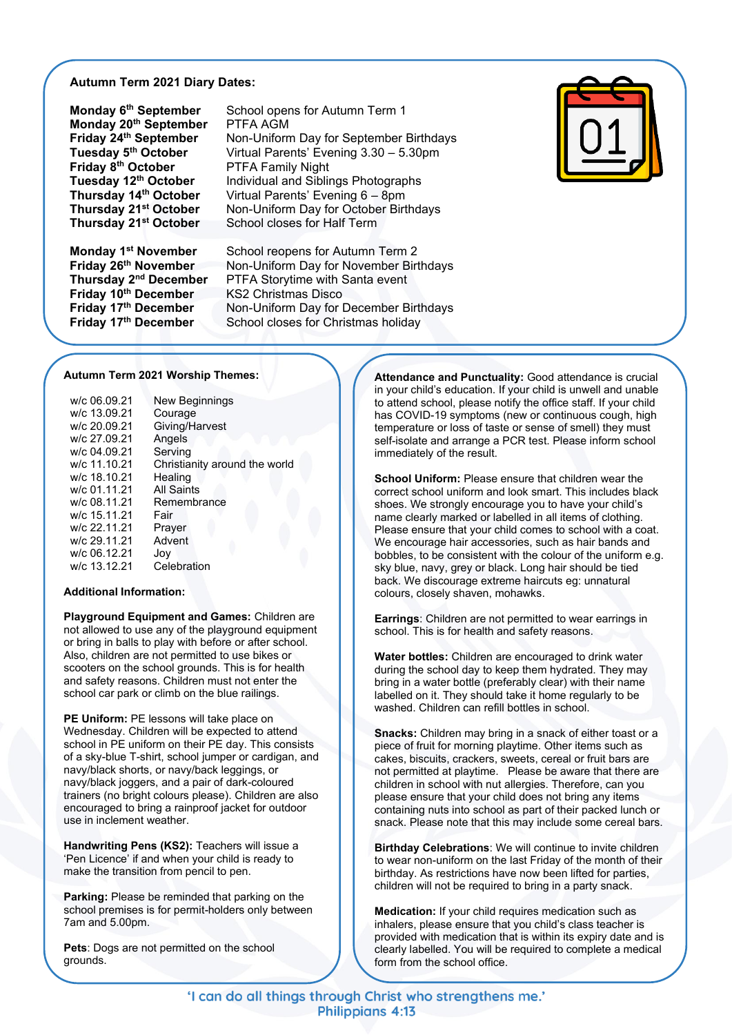## Autumn Term 2021 Diary Dates:

| | |
|---|---|
| **Monday 6th September** | School opens for Autumn Term 1 |
| **Monday 20th September** | PTFA AGM |
| **Friday 24th September** | Non-Uniform Day for September Birthdays |
| **Tuesday 5th October** | Virtual Parents' Evening 3.30 – 5.30pm |
| **Friday 8th October** | PTFA Family Night |
| **Tuesday 12th October** | Individual and Siblings Photographs |
| **Thursday 14th October** | Virtual Parents' Evening 6 – 8pm |
| **Thursday 21st October** | Non-Uniform Day for October Birthdays |
| **Thursday 21st October** | School closes for Half Term |
| **Monday 1st November** | School reopens for Autumn Term 2 |
| **Friday 26th November** | Non-Uniform Day for November Birthdays |
| **Thursday 2nd December** | PTFA Storytime with Santa event |
| **Friday 10th December** | KS2 Christmas Disco |
| **Friday 17th December** | Non-Uniform Day for December Birthdays |
| **Friday 17th December** | School closes for Christmas holiday |

## Autumn Term 2021 Worship Themes:

| | |
|---|---|
| w/c 06.09.21 | New Beginnings |
| w/c 13.09.21 | Courage |
| w/c 20.09.21 | Giving/Harvest |
| w/c 27.09.21 | Angels |
| w/c 04.09.21 | Serving |
| w/c 11.10.21 | Christianity around the world |
| w/c 18.10.21 | Healing |
| w/c 01.11.21 | All Saints |
| w/c 08.11.21 | Remembrance |
| w/c 15.11.21 | Fair |
| w/c 22.11.21 | Prayer |
| w/c 29.11.21 | Advent |
| w/c 06.12.21 | Joy |
| w/c 13.12.21 | Celebration |

## Additional Information:

**Playground Equipment and Games:** Children are not allowed to use any of the playground equipment or bring in balls to play with before or after school. Also, children are not permitted to use bikes or scooters on the school grounds. This is for health and safety reasons. Children must not enter the school car park or climb on the blue railings.

**PE Uniform:** PE lessons will take place on Wednesday. Children will be expected to attend school in PE uniform on their PE day. This consists of a sky-blue T-shirt, school jumper or cardigan, and navy/black shorts, or navy/back leggings, or navy/black joggers, and a pair of dark-coloured trainers (no bright colours please). Children are also encouraged to bring a rainproof jacket for outdoor use in inclement weather.

**Handwriting Pens (KS2):** Teachers will issue a 'Pen Licence' if and when your child is ready to make the transition from pencil to pen.

**Parking:** Please be reminded that parking on the school premises is for permit-holders only between 7am and 5.00pm.

**Pets**: Dogs are not permitted on the school grounds.

**Attendance and Punctuality:** Good attendance is crucial in your child's education. If your child is unwell and unable to attend school, please notify the office staff. If your child has COVID-19 symptoms (new or continuous cough, high temperature or loss of taste or sense of smell) they must self-isolate and arrange a PCR test. Please inform school immediately of the result.

**School Uniform:** Please ensure that children wear the correct school uniform and look smart. This includes black shoes. We strongly encourage you to have your child's name clearly marked or labelled in all items of clothing. Please ensure that your child comes to school with a coat. We encourage hair accessories, such as hair bands and bobbles, to be consistent with the colour of the uniform e.g. sky blue, navy, grey or black. Long hair should be tied back. We discourage extreme haircuts eg: unnatural colours, closely shaven, mohawks.

**Earrings**: Children are not permitted to wear earrings in school. This is for health and safety reasons.

**Water bottles:** Children are encouraged to drink water during the school day to keep them hydrated. They may bring in a water bottle (preferably clear) with their name labelled on it. They should take it home regularly to be washed. Children can refill bottles in school.

**Snacks:** Children may bring in a snack of either toast or a piece of fruit for morning playtime. Other items such as cakes, biscuits, crackers, sweets, cereal or fruit bars are not permitted at playtime. Please be aware that there are children in school with nut allergies. Therefore, can you please ensure that your child does not bring any items containing nuts into school as part of their packed lunch or snack. Please note that this may include some cereal bars.

**Birthday Celebrations**: We will continue to invite children to wear non-uniform on the last Friday of the month of their birthday. As restrictions have now been lifted for parties, children will not be required to bring in a party snack.

**Medication:** If your child requires medication such as inhalers, please ensure that you child's class teacher is provided with medication that is within its expiry date and is clearly labelled. You will be required to complete a medical form from the school office.

'I can do all things through Christ who strengthens me.'
Philippians 4:13